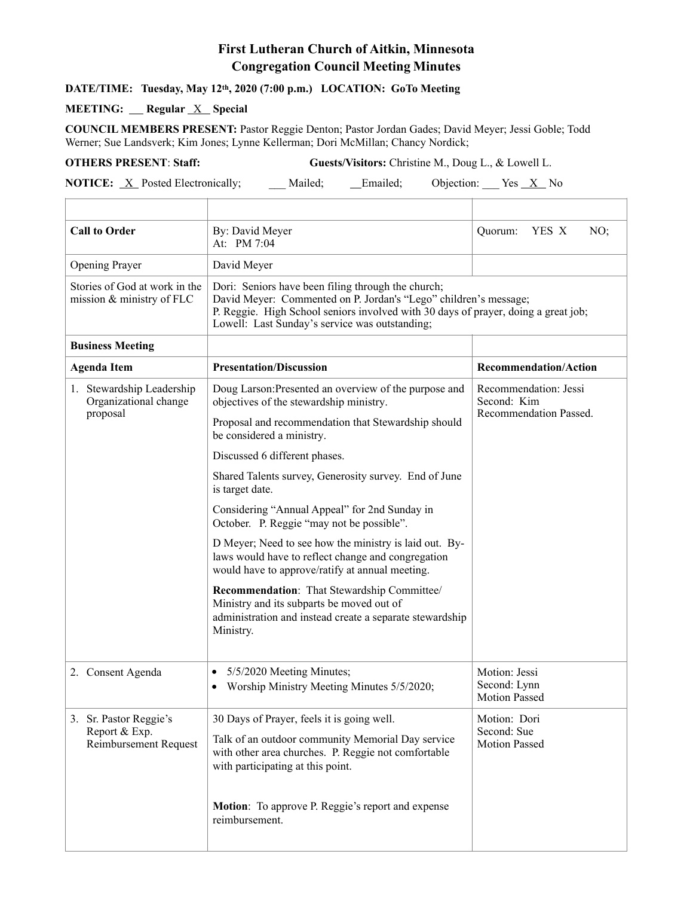# First Lutheran Church of Aitkin, Minnesota
# Congregation Council Meeting Minutes

**DATE/TIME: Tuesday, May 12th, 2020 (7:00 p.m.) LOCATION: GoTo Meeting**

**MEETING: \_\_\_ Regular \_X\_ Special**

**COUNCIL MEMBERS PRESENT:** Pastor Reggie Denton; Pastor Jordan Gades; David Meyer; Jessi Goble; Todd Werner; Sue Landsverk; Kim Jones; Lynne Kellerman; Dori McMillan; Chancy Nordick;

**OTHERS PRESENT**: **Staff:** **Guests/Visitors:** Christine M., Doug L., & Lowell L.

**NOTICE:** \_X\_ Posted Electronically; \_\_\_ Mailed; \_\_Emailed; Objection: \_\_\_ Yes \_X\_ No

| | | |
|---|---|---|
| **Call to Order** | By: David Meyer<br>At: PM 7:04 | Quorum: YES X NO; |
| Opening Prayer | David Meyer | |
| Stories of God at work in the mission & ministry of FLC | Dori: Seniors have been filing through the church;<br>David Meyer: Commented on P. Jordan's "Lego" children's message;<br>P. Reggie. High School seniors involved with 30 days of prayer, doing a great job;<br>Lowell: Last Sunday's service was outstanding; | |
| **Business Meeting** | | |
| **Agenda Item** | **Presentation/Discussion** | **Recommendation/Action** |
| 1. Stewardship Leadership Organizational change proposal | Doug Larson:Presented an overview of the purpose and objectives of the stewardship ministry.<br><br>Proposal and recommendation that Stewardship should be considered a ministry.<br><br>Discussed 6 different phases.<br><br>Shared Talents survey, Generosity survey. End of June is target date.<br><br>Considering "Annual Appeal" for 2nd Sunday in October. P. Reggie "may not be possible".<br><br>D Meyer; Need to see how the ministry is laid out. By-laws would have to reflect change and congregation would have to approve/ratify at annual meeting.<br><br>**Recommendation**: That Stewardship Committee/ Ministry and its subparts be moved out of administration and instead create a separate stewardship Ministry. | Recommendation: Jessi<br>Second: Kim<br>Recommendation Passed. |
| 2. Consent Agenda | • 5/5/2020 Meeting Minutes;<br>• Worship Ministry Meeting Minutes 5/5/2020; | Motion: Jessi<br>Second: Lynn<br>Motion Passed |
| 3. Sr. Pastor Reggie's Report & Exp. Reimbursement Request | 30 Days of Prayer, feels it is going well.<br><br>Talk of an outdoor community Memorial Day service with other area churches. P. Reggie not comfortable with participating at this point.<br><br>**Motion**: To approve P. Reggie's report and expense reimbursement. | Motion: Dori<br>Second: Sue<br>Motion Passed |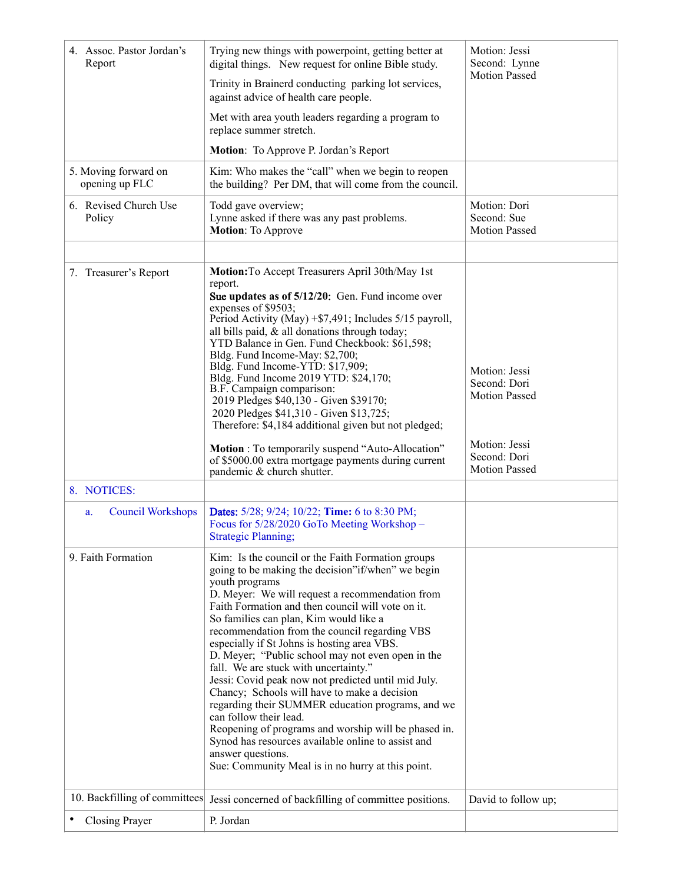| 4. Assoc. Pastor Jordan's Report | Trying new things with powerpoint, getting better at digital things. New request for online Bible study.<br><br>Trinity in Brainerd conducting parking lot services, against advice of health care people.<br><br>Met with area youth leaders regarding a program to replace summer stretch.<br><br>**Motion**: To Approve P. Jordan's Report | Motion: Jessi<br>Second: Lynne<br>Motion Passed |
|---|---|---|
| 5. Moving forward on opening up FLC | Kim: Who makes the "call" when we begin to reopen the building? Per DM, that will come from the council. | |
| 6. Revised Church Use Policy | Todd gave overview;<br>Lynne asked if there was any past problems.<br>**Motion**: To Approve | Motion: Dori<br>Second: Sue<br>Motion Passed |
| | | |
| 7. Treasurer's Report | **Motion:** To Accept Treasurers April 30th/May 1st report.<br>**Sue updates as of 5/12/20:** Gen. Fund income over expenses of $9503;<br>Period Activity (May) +$7,491; Includes 5/15 payroll, all bills paid, & all donations through today;<br>YTD Balance in Gen. Fund Checkbook: $61,598;<br>Bldg. Fund Income-May: $2,700;<br>Bldg. Fund Income-YTD: $17,909;<br>Bldg. Fund Income 2019 YTD: $24,170;<br>B.F. Campaign comparison:<br>2019 Pledges $40,130 - Given $39170;<br>2020 Pledges $41,310 - Given $13,725;<br>Therefore: $4,184 additional given but not pledged;<br><br>**Motion** : To temporarily suspend "Auto-Allocation" of $5000.00 extra mortgage payments during current pandemic & church shutter. | Motion: Jessi<br>Second: Dori<br>Motion Passed<br><br>Motion: Jessi<br>Second: Dori<br>Motion Passed |
| 8. NOTICES: | | |
| a. Council Workshops | **Dates:** 5/28; 9/24; 10/22; **Time:** 6 to 8:30 PM;<br>Focus for 5/28/2020 GoTo Meeting Workshop – Strategic Planning; | |
| 9. Faith Formation | Kim: Is the council or the Faith Formation groups going to be making the decision"if/when" we begin youth programs<br>D. Meyer: We will request a recommendation from Faith Formation and then council will vote on it.<br>So families can plan, Kim would like a recommendation from the council regarding VBS especially if St Johns is hosting area VBS.<br>D. Meyer; "Public school may not even open in the fall. We are stuck with uncertainty."<br>Jessi: Covid peak now not predicted until mid July.<br>Chancy; Schools will have to make a decision regarding their SUMMER education programs, and we can follow their lead.<br>Reopening of programs and worship will be phased in.<br>Synod has resources available online to assist and answer questions.<br>Sue: Community Meal is in no hurry at this point. | |
| 10. Backfilling of committees | Jessi concerned of backfilling of committee positions. | David to follow up; |
| • Closing Prayer | P. Jordan | |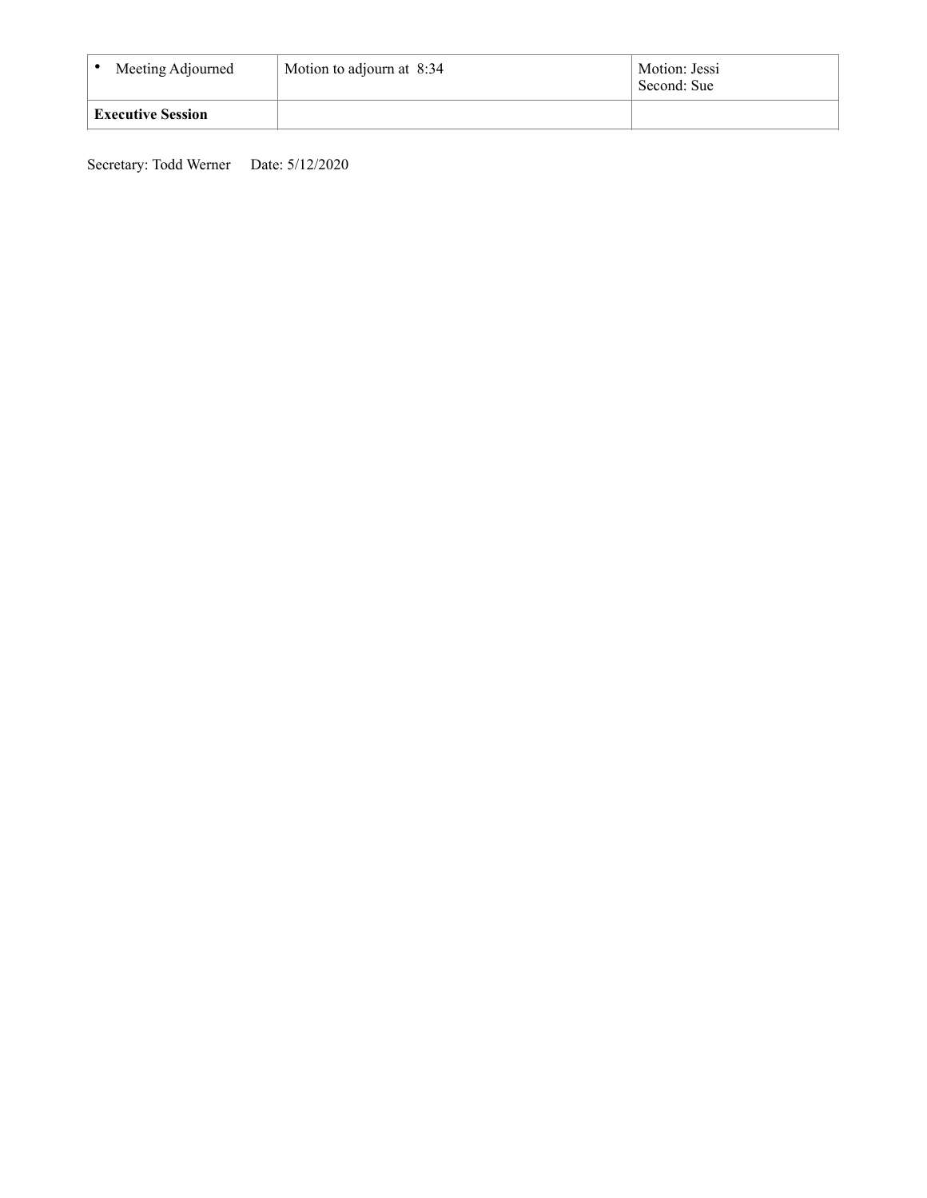| | | |
|---|---|---|
| • Meeting Adjourned | Motion to adjourn at 8:34 | Motion: Jessi<br>Second: Sue |
| **Executive Session** | | |

Secretary: Todd Werner Date: 5/12/2020